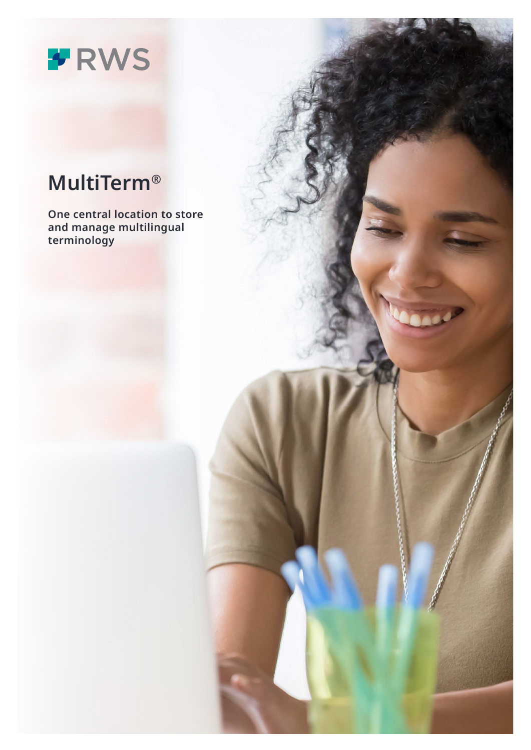RWS

# MultiTerm®

**One central location to store and manage multilingual terminology**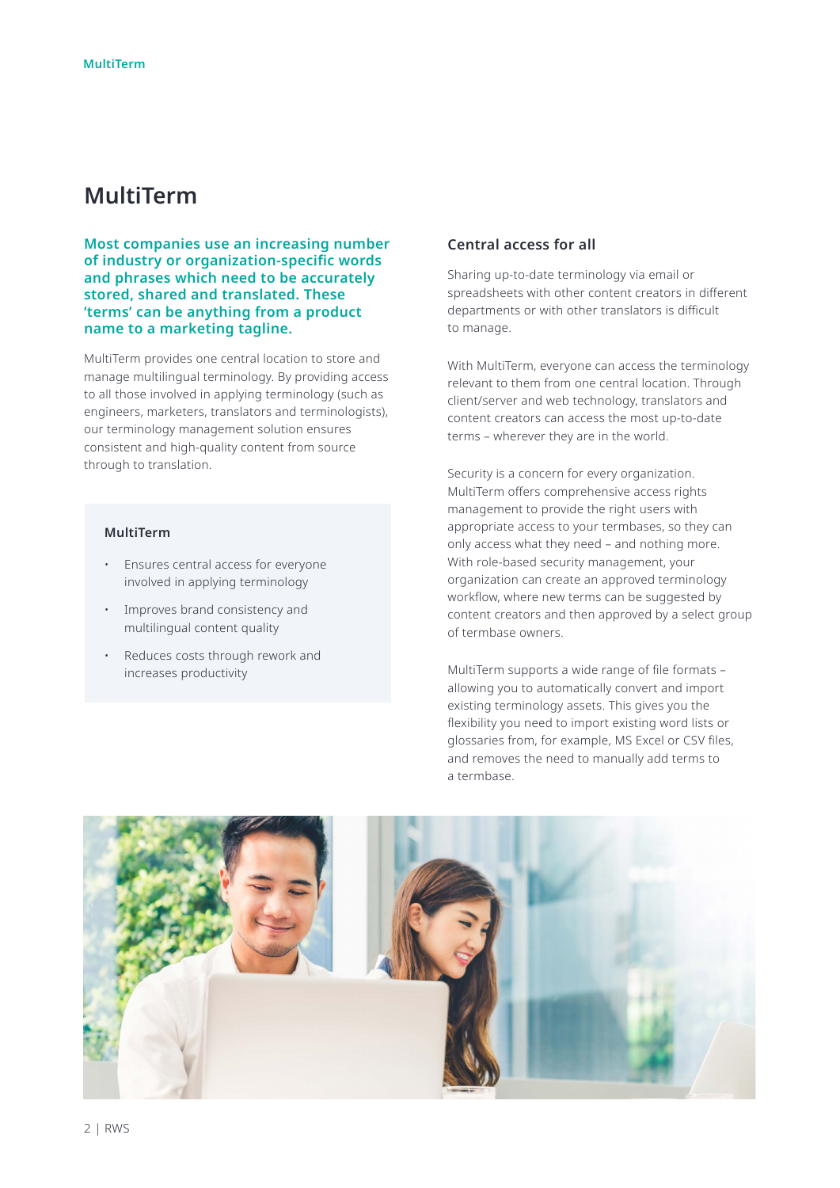# MultiTerm

**Most companies use an increasing number of industry or organization-specific words and phrases which need to be accurately stored, shared and translated. These 'terms' can be anything from a product name to a marketing tagline.**

MultiTerm provides one central location to store and manage multilingual terminology. By providing access to all those involved in applying terminology (such as engineers, marketers, translators and terminologists), our terminology management solution ensures consistent and high-quality content from source through to translation.

### MultiTerm

- Ensures central access for everyone involved in applying terminology
- Improves brand consistency and multilingual content quality
- Reduces costs through rework and increases productivity

## Central access for all

Sharing up-to-date terminology via email or spreadsheets with other content creators in different departments or with other translators is difficult to manage.

With MultiTerm, everyone can access the terminology relevant to them from one central location. Through client/server and web technology, translators and content creators can access the most up-to-date terms – wherever they are in the world.

Security is a concern for every organization. MultiTerm offers comprehensive access rights management to provide the right users with appropriate access to your termbases, so they can only access what they need – and nothing more. With role-based security management, your organization can create an approved terminology workflow, where new terms can be suggested by content creators and then approved by a select group of termbase owners.

MultiTerm supports a wide range of file formats – allowing you to automatically convert and import existing terminology assets. This gives you the flexibility you need to import existing word lists or glossaries from, for example, MS Excel or CSV files, and removes the need to manually add terms to a termbase.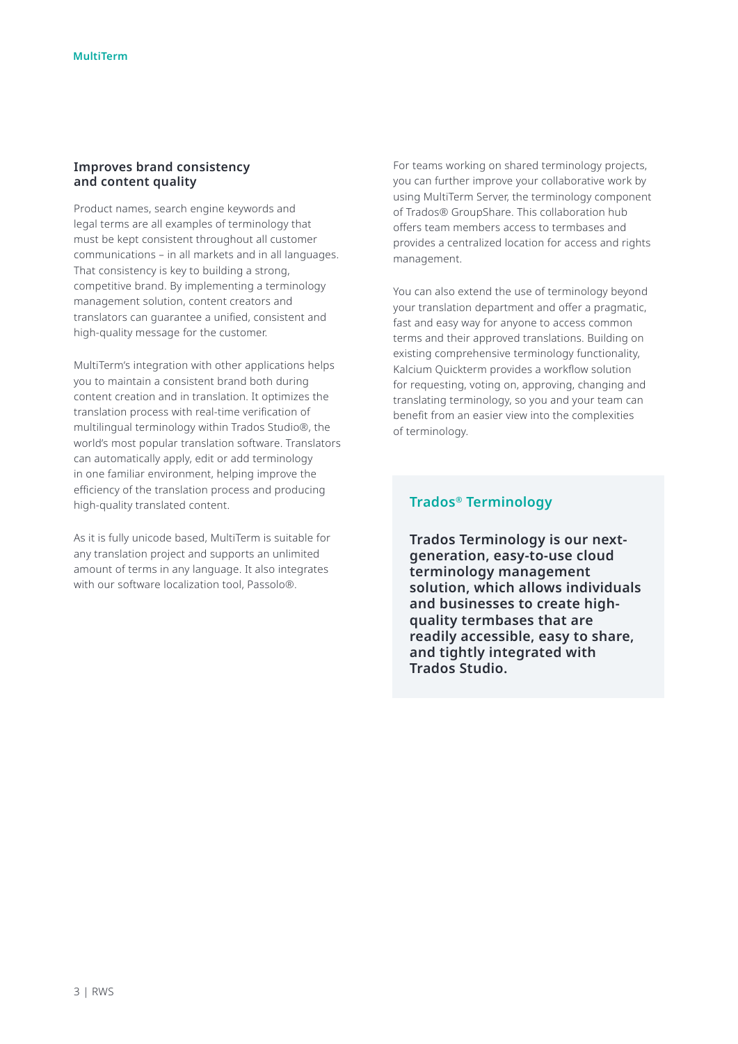## Improves brand consistency and content quality

Product names, search engine keywords and legal terms are all examples of terminology that must be kept consistent throughout all customer communications – in all markets and in all languages. That consistency is key to building a strong, competitive brand. By implementing a terminology management solution, content creators and translators can guarantee a unified, consistent and high-quality message for the customer.

MultiTerm's integration with other applications helps you to maintain a consistent brand both during content creation and in translation. It optimizes the translation process with real-time verification of multilingual terminology within Trados Studio®, the world's most popular translation software. Translators can automatically apply, edit or add terminology in one familiar environment, helping improve the efficiency of the translation process and producing high-quality translated content.

As it is fully unicode based, MultiTerm is suitable for any translation project and supports an unlimited amount of terms in any language. It also integrates with our software localization tool, Passolo®.

For teams working on shared terminology projects, you can further improve your collaborative work by using MultiTerm Server, the terminology component of Trados® GroupShare. This collaboration hub offers team members access to termbases and provides a centralized location for access and rights management.

You can also extend the use of terminology beyond your translation department and offer a pragmatic, fast and easy way for anyone to access common terms and their approved translations. Building on existing comprehensive terminology functionality, Kalcium Quickterm provides a workflow solution for requesting, voting on, approving, changing and translating terminology, so you and your team can benefit from an easier view into the complexities of terminology.

### Trados® Terminology

**Trados Terminology is our next-generation, easy-to-use cloud terminology management solution, which allows individuals and businesses to create high-quality termbases that are readily accessible, easy to share, and tightly integrated with Trados Studio.**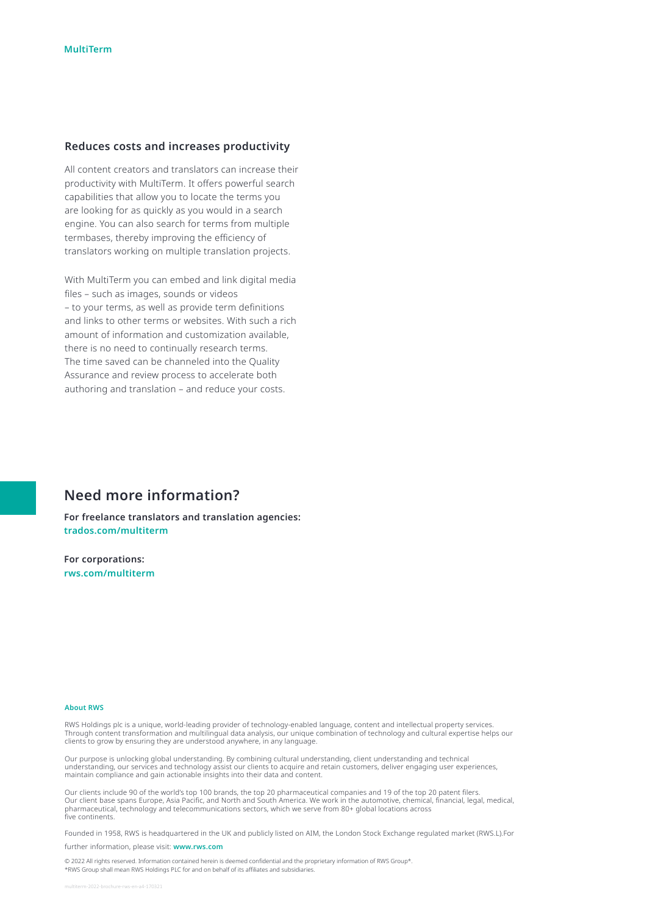## Reduces costs and increases productivity

All content creators and translators can increase their productivity with MultiTerm. It offers powerful search capabilities that allow you to locate the terms you are looking for as quickly as you would in a search engine. You can also search for terms from multiple termbases, thereby improving the efficiency of translators working on multiple translation projects.

With MultiTerm you can embed and link digital media files – such as images, sounds or videos – to your terms, as well as provide term definitions and links to other terms or websites. With such a rich amount of information and customization available, there is no need to continually research terms. The time saved can be channeled into the Quality Assurance and review process to accelerate both authoring and translation – and reduce your costs.

## Need more information?

**For freelance translators and translation agencies:**
**trados.com/multiterm**

**For corporations:**
**rws.com/multiterm**

**About RWS**

RWS Holdings plc is a unique, world-leading provider of technology-enabled language, content and intellectual property services. Through content transformation and multilingual data analysis, our unique combination of technology and cultural expertise helps our clients to grow by ensuring they are understood anywhere, in any language.

Our purpose is unlocking global understanding. By combining cultural understanding, client understanding and technical understanding, our services and technology assist our clients to acquire and retain customers, deliver engaging user experiences, maintain compliance and gain actionable insights into their data and content.

Our clients include 90 of the world's top 100 brands, the top 20 pharmaceutical companies and 19 of the top 20 patent filers. Our client base spans Europe, Asia Pacific, and North and South America. We work in the automotive, chemical, financial, legal, medical, pharmaceutical, technology and telecommunications sectors, which we serve from 80+ global locations across five continents.

Founded in 1958, RWS is headquartered in the UK and publicly listed on AIM, the London Stock Exchange regulated market (RWS.L).For further information, please visit: **www.rws.com**

© 2022 All rights reserved. Information contained herein is deemed confidential and the proprietary information of RWS Group*.
*RWS Group shall mean RWS Holdings PLC for and on behalf of its affiliates and subsidiaries.

multiterm-2022-brochure-rws-en-a4-170321